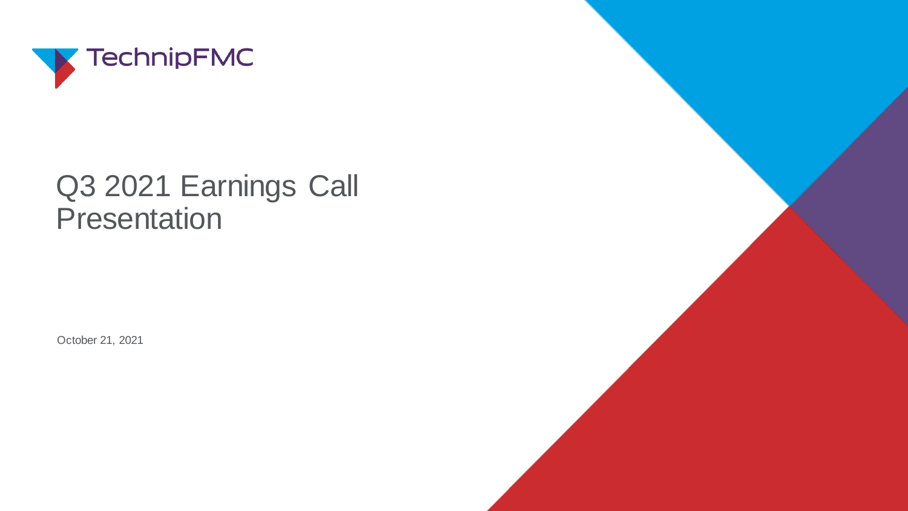TechnipFMC

# Q3 2021 Earnings Call Presentation

October 21, 2021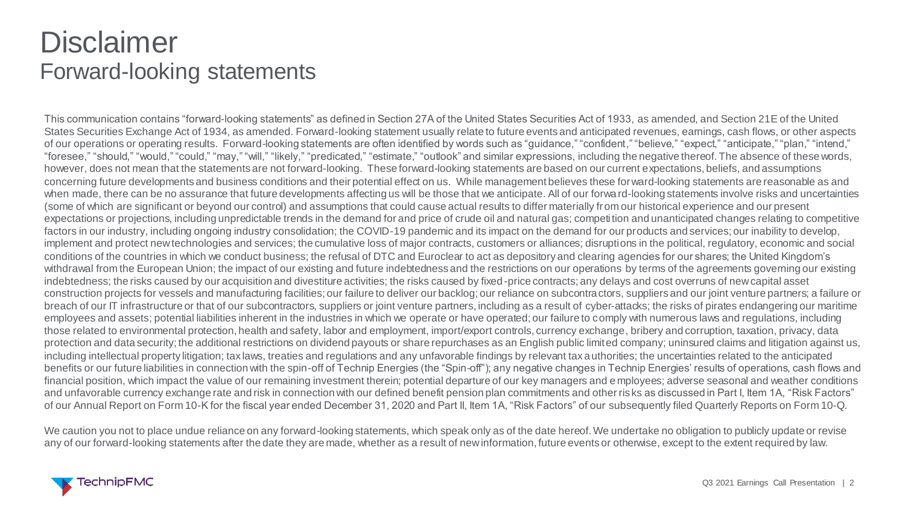# Disclaimer
## Forward-looking statements

This communication contains "forward-looking statements" as defined in Section 27A of the United States Securities Act of 1933, as amended, and Section 21E of the United States Securities Exchange Act of 1934, as amended. Forward-looking statement usually relate to future events and anticipated revenues, earnings, cash flows, or other aspects of our operations or operating results. Forward-looking statements are often identified by words such as "guidance," "confident," "believe," "expect," "anticipate," "plan," "intend," "foresee," "should," "would," "could," "may," "will," "likely," "predicated," "estimate," "outlook" and similar expressions, including the negative thereof. The absence of these words, however, does not mean that the statements are not forward-looking. These forward-looking statements are based on our current expectations, beliefs, and assumptions concerning future developments and business conditions and their potential effect on us. While management believes these forward-looking statements are reasonable as and when made, there can be no assurance that future developments affecting us will be those that we anticipate. All of our forward-looking statements involve risks and uncertainties (some of which are significant or beyond our control) and assumptions that could cause actual results to differ materially from our historical experience and our present expectations or projections, including unpredictable trends in the demand for and price of crude oil and natural gas; competition and unanticipated changes relating to competitive factors in our industry, including ongoing industry consolidation; the COVID-19 pandemic and its impact on the demand for our products and services; our inability to develop, implement and protect new technologies and services; the cumulative loss of major contracts, customers or alliances; disruptions in the political, regulatory, economic and social conditions of the countries in which we conduct business; the refusal of DTC and Euroclear to act as depository and clearing agencies for our shares; the United Kingdom's withdrawal from the European Union; the impact of our existing and future indebtedness and the restrictions on our operations by terms of the agreements governing our existing indebtedness; the risks caused by our acquisition and divestiture activities; the risks caused by fixed-price contracts; any delays and cost overruns of new capital asset construction projects for vessels and manufacturing facilities; our failure to deliver our backlog; our reliance on subcontractors, suppliers and our joint venture partners; a failure or breach of our IT infrastructure or that of our subcontractors, suppliers or joint venture partners, including as a result of cyber-attacks; the risks of pirates endangering our maritime employees and assets; potential liabilities inherent in the industries in which we operate or have operated; our failure to comply with numerous laws and regulations, including those related to environmental protection, health and safety, labor and employment, import/export controls, currency exchange, bribery and corruption, taxation, privacy, data protection and data security; the additional restrictions on dividend payouts or share repurchases as an English public limited company; uninsured claims and litigation against us, including intellectual property litigation; tax laws, treaties and regulations and any unfavorable findings by relevant tax authorities; the uncertainties related to the anticipated benefits or our future liabilities in connection with the spin-off of Technip Energies (the "Spin-off"); any negative changes in Technip Energies' results of operations, cash flows and financial position, which impact the value of our remaining investment therein; potential departure of our key managers and employees; adverse seasonal and weather conditions and unfavorable currency exchange rate and risk in connection with our defined benefit pension plan commitments and other risks as discussed in Part I, Item 1A, "Risk Factors" of our Annual Report on Form 10-K for the fiscal year ended December 31, 2020 and Part II, Item 1A, "Risk Factors" of our subsequently filed Quarterly Reports on Form 10-Q.

We caution you not to place undue reliance on any forward-looking statements, which speak only as of the date hereof. We undertake no obligation to publicly update or revise any of our forward-looking statements after the date they are made, whether as a result of new information, future events or otherwise, except to the extent required by law.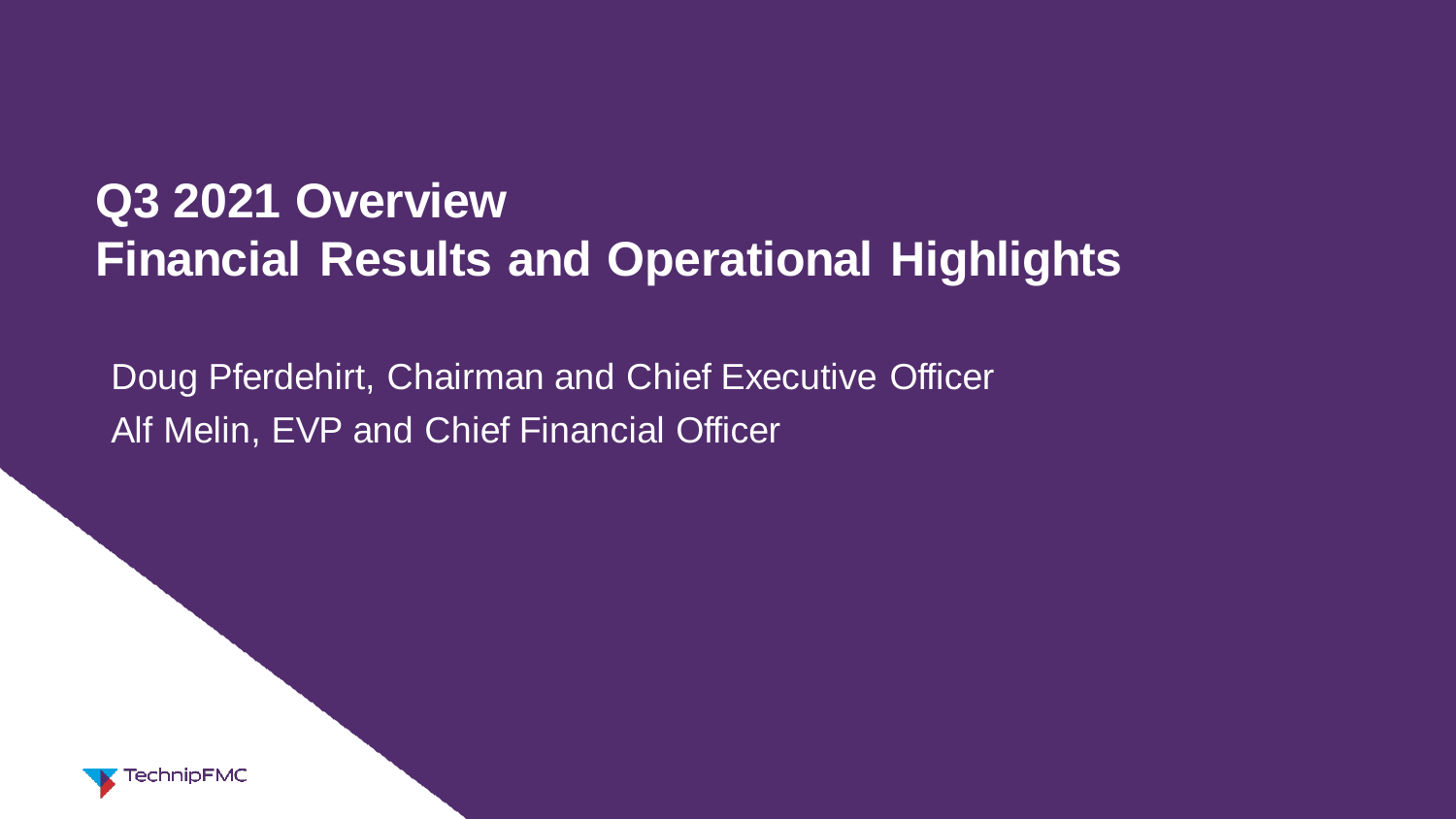# Q3 2021 Overview
# Financial Results and Operational Highlights

Doug Pferdehirt, Chairman and Chief Executive Officer

Alf Melin, EVP and Chief Financial Officer

TechnipFMC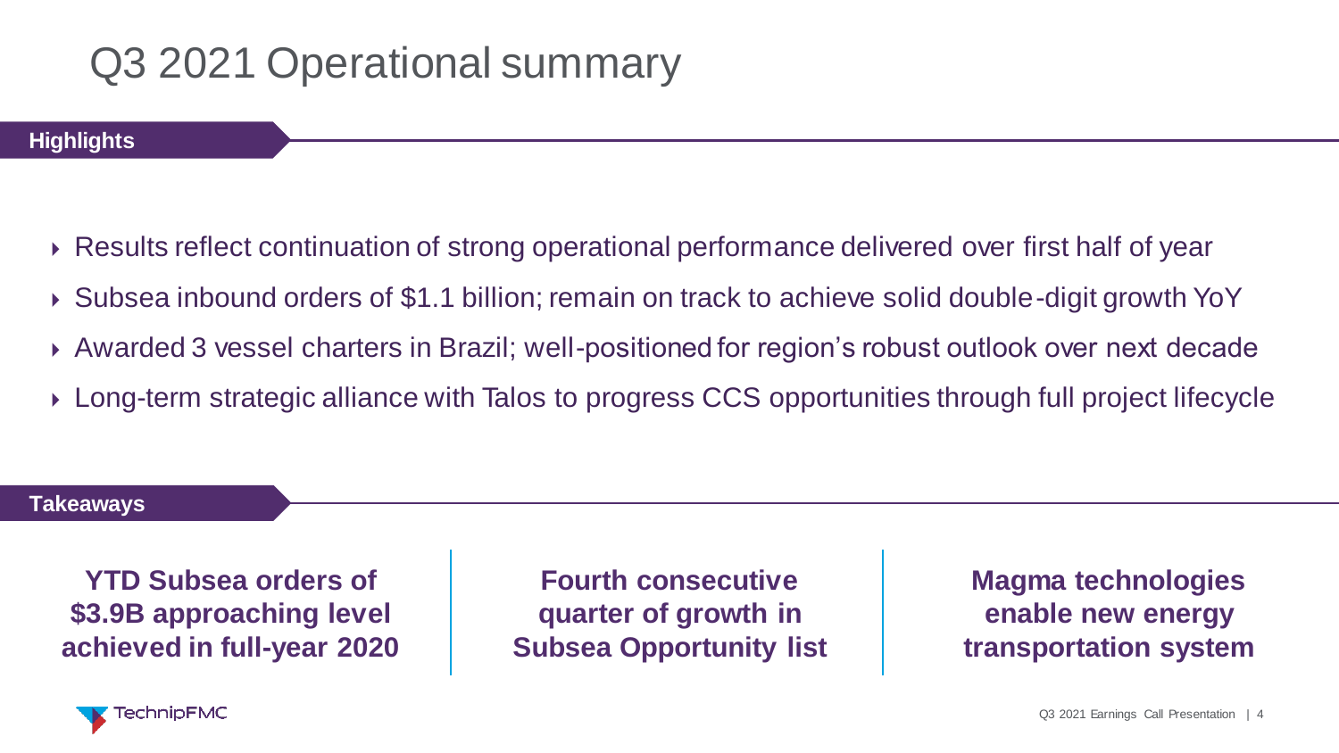# Q3 2021 Operational summary

## Highlights

- Results reflect continuation of strong operational performance delivered over first half of year
- Subsea inbound orders of $1.1 billion; remain on track to achieve solid double-digit growth YoY
- Awarded 3 vessel charters in Brazil; well-positioned for region's robust outlook over next decade
- Long-term strategic alliance with Talos to progress CCS opportunities through full project lifecycle

## Takeaways

**YTD Subsea orders of $3.9B approaching level achieved in full-year 2020**

**Fourth consecutive quarter of growth in Subsea Opportunity list**

**Magma technologies enable new energy transportation system**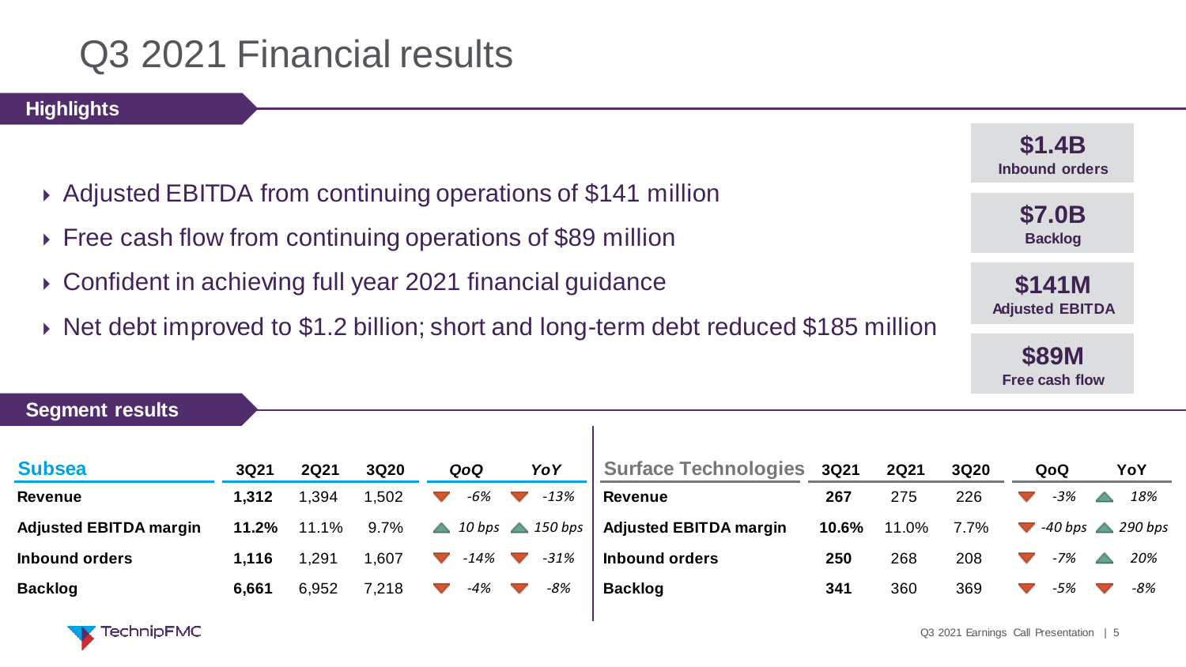# Q3 2021 Financial results

## Highlights

- Adjusted EBITDA from continuing operations of $141 million
- Free cash flow from continuing operations of $89 million
- Confident in achieving full year 2021 financial guidance
- Net debt improved to $1.2 billion; short and long-term debt reduced $185 million

**$1.4B**
Inbound orders

**$7.0B**
Backlog

**$141M**
Adjusted EBITDA

**$89M**
Free cash flow

## Segment results

| Subsea | 3Q21 | 2Q21 | 3Q20 | QoQ | YoY |
|---|---|---|---|---|---|
| **Revenue** | **1,312** | 1,394 | 1,502 | ▼ *-6%* | ▼ *-13%* |
| **Adjusted EBITDA margin** | **11.2%** | 11.1% | 9.7% | ▲ *10 bps* | ▲ *150 bps* |
| **Inbound orders** | **1,116** | 1,291 | 1,607 | ▼ *-14%* | ▼ *-31%* |
| **Backlog** | **6,661** | 6,952 | 7,218 | ▼ *-4%* | ▼ *-8%* |

| Surface Technologies | 3Q21 | 2Q21 | 3Q20 | QoQ | YoY |
|---|---|---|---|---|---|
| **Revenue** | **267** | 275 | 226 | ▼ *-3%* | ▲ *18%* |
| **Adjusted EBITDA margin** | **10.6%** | 11.0% | 7.7% | ▼ *-40 bps* | ▲ *290 bps* |
| **Inbound orders** | **250** | 268 | 208 | ▼ *-7%* | ▲ *20%* |
| **Backlog** | **341** | 360 | 369 | ▼ *-5%* | ▼ *-8%* |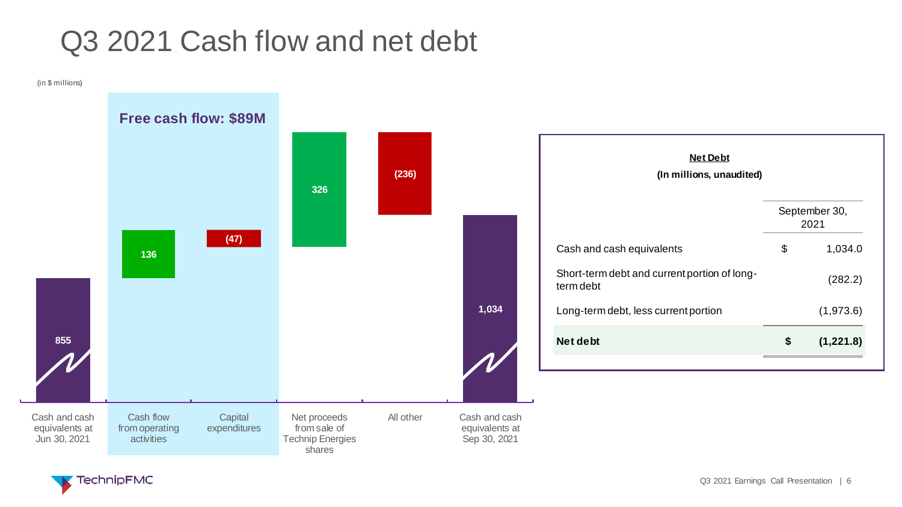# Q3 2021 Cash flow and net debt

(in $ millions)

**Free cash flow: $89M**

| Cash and cash equivalents at Jun 30, 2021 | Cash flow from operating activities | Capital expenditures | Net proceeds from sale of Technip Energies shares | All other | Cash and cash equivalents at Sep 30, 2021 |
|---|---|---|---|---|---|
| 855 | 136 | (47) | 326 | (236) | 1,034 |

**Net Debt**

**(In millions, unaudited)**

| | September 30, 2021 |
|---|---|
| Cash and cash equivalents | $ 1,034.0 |
| Short-term debt and current portion of long-term debt | (282.2) |
| Long-term debt, less current portion | (1,973.6) |
| **Net debt** | **$ (1,221.8)** |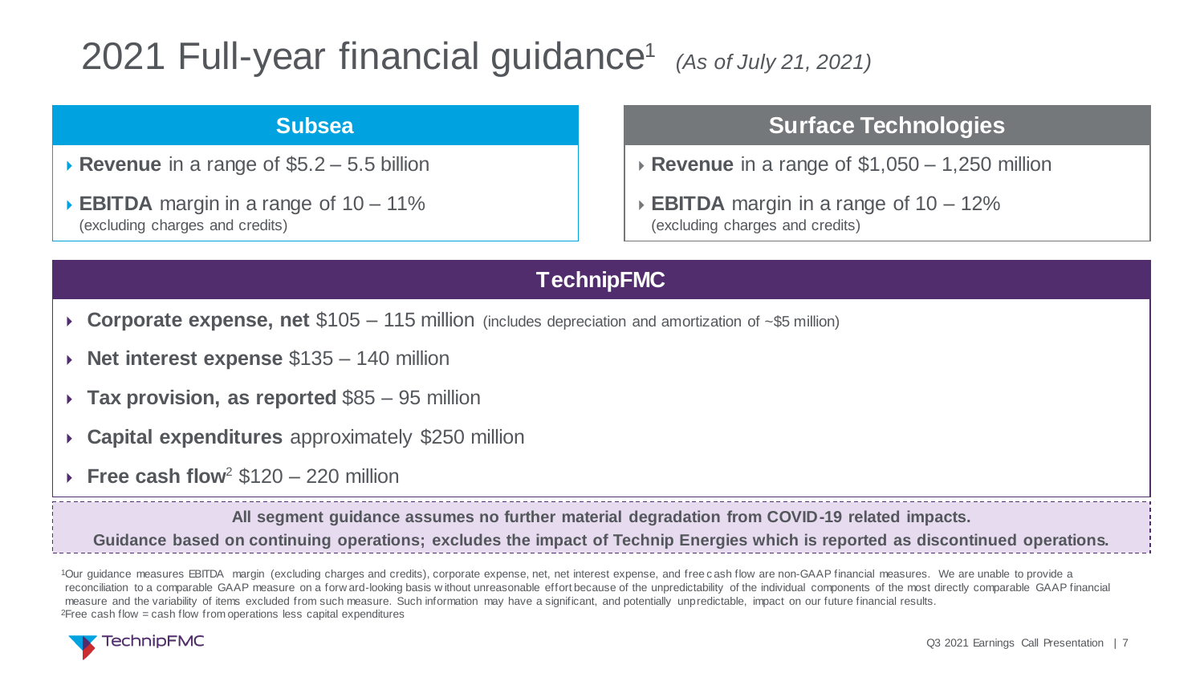# 2021 Full-year financial guidance[1] *(As of July 21, 2021)*

## Subsea

- **Revenue** in a range of $5.2 – 5.5 billion
- **EBITDA** margin in a range of 10 – 11% (excluding charges and credits)

## Surface Technologies

- **Revenue** in a range of $1,050 – 1,250 million
- **EBITDA** margin in a range of 10 – 12% (excluding charges and credits)

## TechnipFMC

- **Corporate expense, net** $105 – 115 million (includes depreciation and amortization of ~$5 million)
- **Net interest expense** $135 – 140 million
- **Tax provision, as reported** $85 – 95 million
- **Capital expenditures** approximately $250 million
- **Free cash flow**[2] $120 – 220 million

**All segment guidance assumes no further material degradation from COVID-19 related impacts.**

**Guidance based on continuing operations; excludes the impact of Technip Energies which is reported as discontinued operations.**

[1]Our guidance measures EBITDA margin (excluding charges and credits), corporate expense, net, net interest expense, and free cash flow are non-GAAP financial measures. We are unable to provide a reconciliation to a comparable GAAP measure on a forward-looking basis without unreasonable effort because of the unpredictability of the individual components of the most directly comparable GAAP financial measure and the variability of items excluded from such measure. Such information may have a significant, and potentially unpredictable, impact on our future financial results.

[2]Free cash flow = cash flow from operations less capital expenditures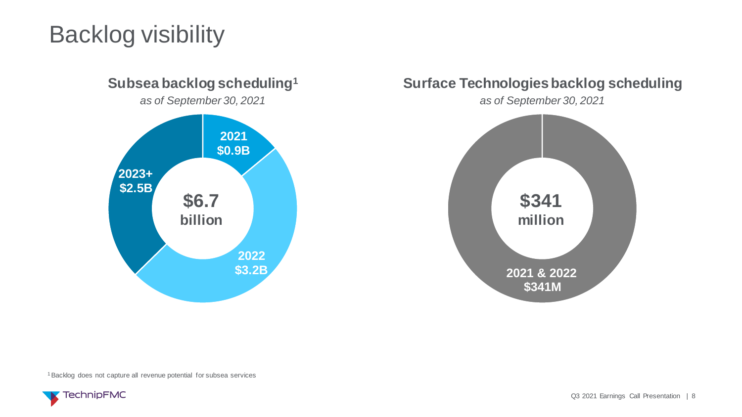# Backlog visibility

## Subsea backlog scheduling[1]

*as of September 30, 2021*

**$6.7 billion**

- **2021** **$0.9B**
- **2022** **$3.2B**
- **2023+** **$2.5B**

## Surface Technologies backlog scheduling

*as of September 30, 2021*

**$341 million**

- **2021 & 2022** **$341M**

[1] Backlog does not capture all revenue potential for subsea services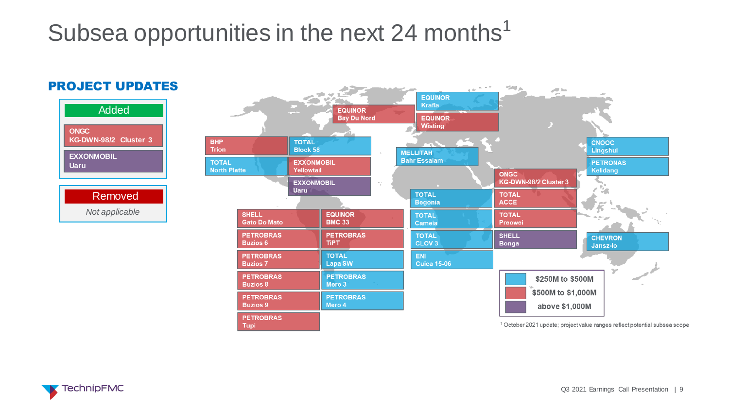# Subsea opportunities in the next 24 months[1]

## PROJECT UPDATES

**Added**

- ONGC KG-DWN-98/2 Cluster 3
- EXXONMOBIL Uaru

**Removed**

*Not applicable*

| Operator | Project | Value range |
|---|---|---|
| EQUINOR | Bay Du Nord | \$500M to \$1,000M |
| EQUINOR | Krafla | \$250M to \$500M |
| EQUINOR | Wisting | \$500M to \$1,000M |
| BHP | Trion | \$500M to \$1,000M |
| TOTAL | Block 58 | \$250M to \$500M |
| TOTAL | North Platte | \$250M to \$500M |
| EXXONMOBIL | Yellowtail | \$500M to \$1,000M |
| EXXONMOBIL | Uaru | above \$1,000M |
| MELLITAH | Bahr Essalam | \$250M to \$500M |
| CNOOC | Lingshui | \$250M to \$500M |
| PETRONAS | Kelidang | \$250M to \$500M |
| ONGC | KG-DWN-98/2 Cluster 3 | \$500M to \$1,000M |
| TOTAL | Begonia | \$250M to \$500M |
| TOTAL | ACCE | \$500M to \$1,000M |
| TOTAL | Cameia | \$250M to \$500M |
| TOTAL | Preowei | \$500M to \$1,000M |
| TOTAL | CLOV 3 | \$250M to \$500M |
| SHELL | Bonga | above \$1,000M |
| ENI | Cuica 15-06 | \$250M to \$500M |
| CHEVRON | Jansz-Io | \$250M to \$500M |
| SHELL | Gato Do Mato | \$500M to \$1,000M |
| EQUINOR | BMC 33 | \$500M to \$1,000M |
| PETROBRAS | Buzios 6 | \$500M to \$1,000M |
| PETROBRAS | TiPT | \$500M to \$1,000M |
| PETROBRAS | Buzios 7 | \$500M to \$1,000M |
| TOTAL | Lapa SW | \$250M to \$500M |
| PETROBRAS | Buzios 8 | \$500M to \$1,000M |
| PETROBRAS | Mero 3 | \$250M to \$500M |
| PETROBRAS | Buzios 9 | \$500M to \$1,000M |
| PETROBRAS | Mero 4 | \$250M to \$500M |
| PETROBRAS | Tupi | \$500M to \$1,000M |

Legend: \$250M to \$500M; \$500M to \$1,000M; above \$1,000M

[1] October 2021 update; project value ranges reflect potential subsea scope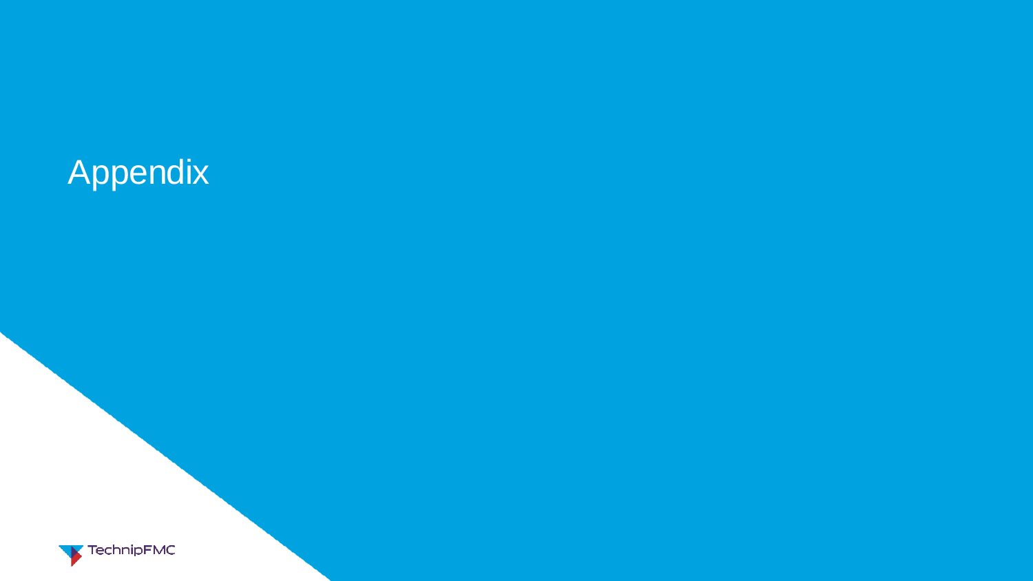# Appendix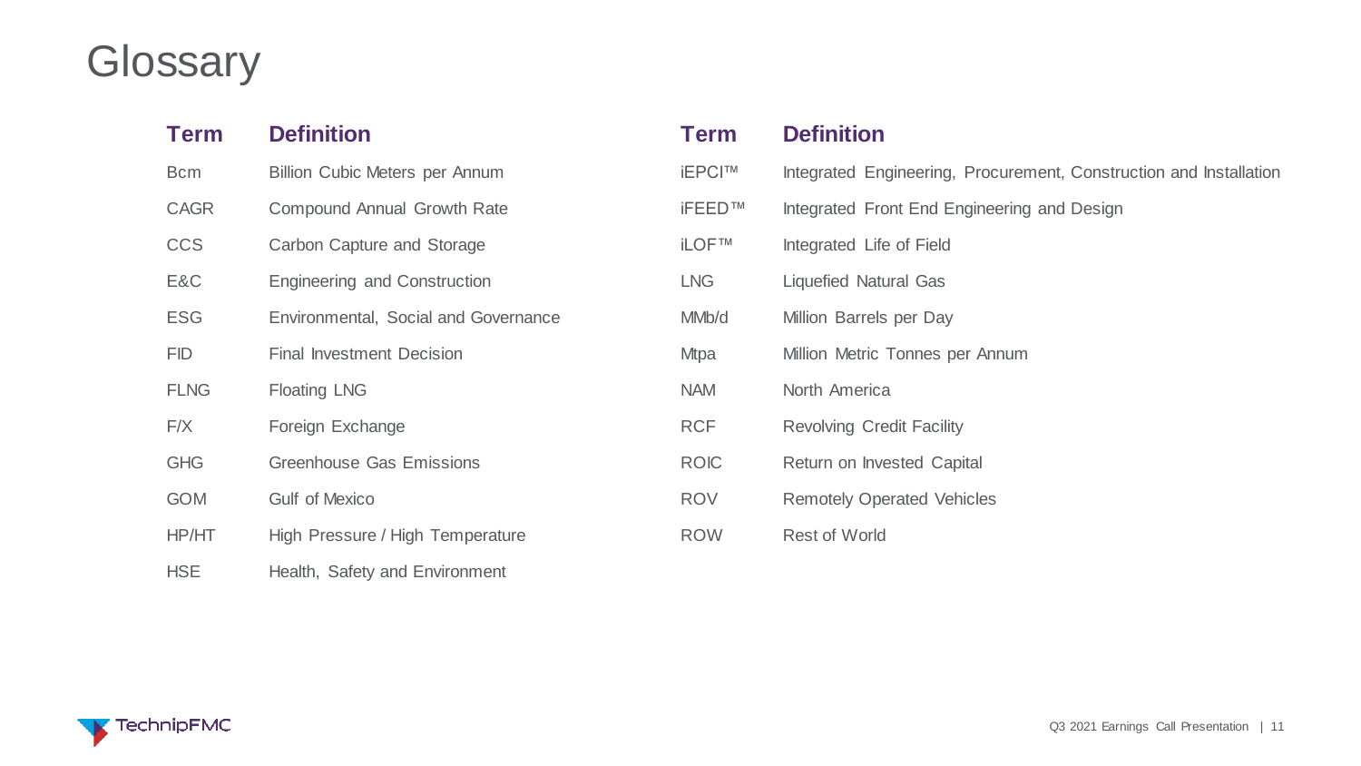# Glossary

| Term | Definition |
|---|---|
| Bcm | Billion Cubic Meters per Annum |
| CAGR | Compound Annual Growth Rate |
| CCS | Carbon Capture and Storage |
| E&C | Engineering and Construction |
| ESG | Environmental, Social and Governance |
| FID | Final Investment Decision |
| FLNG | Floating LNG |
| F/X | Foreign Exchange |
| GHG | Greenhouse Gas Emissions |
| GOM | Gulf of Mexico |
| HP/HT | High Pressure / High Temperature |
| HSE | Health, Safety and Environment |
| iEPCI™ | Integrated Engineering, Procurement, Construction and Installation |
| iFEED™ | Integrated Front End Engineering and Design |
| iLOF™ | Integrated Life of Field |
| LNG | Liquefied Natural Gas |
| MMb/d | Million Barrels per Day |
| Mtpa | Million Metric Tonnes per Annum |
| NAM | North America |
| RCF | Revolving Credit Facility |
| ROIC | Return on Invested Capital |
| ROV | Remotely Operated Vehicles |
| ROW | Rest of World |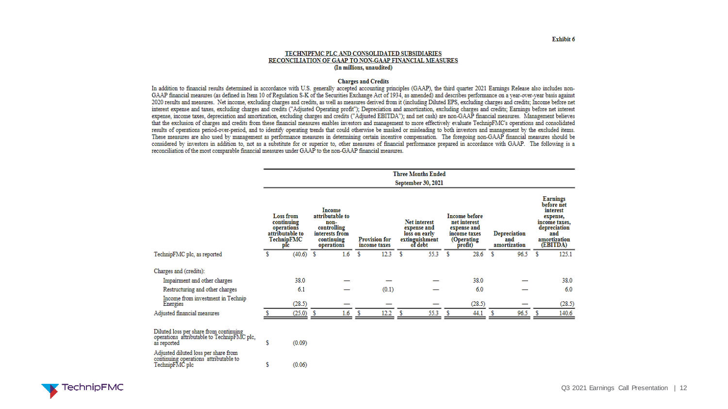Exhibit 6

**TECHNIPFMC PLC AND CONSOLIDATED SUBSIDIARIES**
**RECONCILIATION OF GAAP TO NON-GAAP FINANCIAL MEASURES**
**(In millions, unaudited)**

**Charges and Credits**

In addition to financial results determined in accordance with U.S. generally accepted accounting principles (GAAP), the third quarter 2021 Earnings Release also includes non-GAAP financial measures (as defined in Item 10 of Regulation S-K of the Securities Exchange Act of 1934, as amended) and describes performance on a year-over-year basis against 2020 results and measures. Net income, excluding charges and credits, as well as measures derived from it (including Diluted EPS, excluding charges and credits; Income before net interest expense and taxes, excluding charges and credits ("Adjusted Operating profit"); Depreciation and amortization, excluding charges and credits; Earnings before net interest expense, income taxes, depreciation and amortization, excluding charges and credits ("Adjusted EBITDA"); and net cash) are non-GAAP financial measures. Management believes that the exclusion of charges and credits from these financial measures enables investors and management to more effectively evaluate TechnipFMC's operations and consolidated results of operations period-over-period, and to identify operating trends that could otherwise be masked or misleading to both investors and management by the excluded items. These measures are also used by management as performance measures in determining certain incentive compensation. The foregoing non-GAAP financial measures should be considered by investors in addition to, not as a substitute for or superior to, other measures of financial performance prepared in accordance with GAAP. The following is a reconciliation of the most comparable financial measures under GAAP to the non-GAAP financial measures.

| | Three Months Ended September 30, 2021 | | | | | | |
|---|---|---|---|---|---|---|---|
| | Loss from continuing operations attributable to TechnipFMC plc | Income attributable to non-controlling interests from continuing operations | Provision for income taxes | Net interest expense and loss on early extinguishment of debt | Income before net interest expense and income taxes (Operating profit) | Depreciation and amortization | Earnings before net interest expense, income taxes, depreciation and amortization (EBITDA) |
| TechnipFMC plc, as reported | $ (40.6) | $ 1.6 | $ 12.3 | $ 55.3 | $ 28.6 | $ 96.5 | $ 125.1 |
| Charges and (credits): | | | | | | | |
| Impairment and other charges | 38.0 | — | — | — | 38.0 | — | 38.0 |
| Restructuring and other charges | 6.1 | — | (0.1) | — | 6.0 | — | 6.0 |
| Income from investment in Technip Energies | (28.5) | — | — | — | (28.5) | — | (28.5) |
| Adjusted financial measures | $ (25.0) | $ 1.6 | $ 12.2 | $ 55.3 | $ 44.1 | $ 96.5 | $ 140.6 |
| Diluted loss per share from continuing operations attributable to TechnipFMC plc, as reported | $ (0.09) | | | | | | |
| Adjusted diluted loss per share from continuing operations attributable to TechnipFMC plc | $ (0.06) | | | | | | |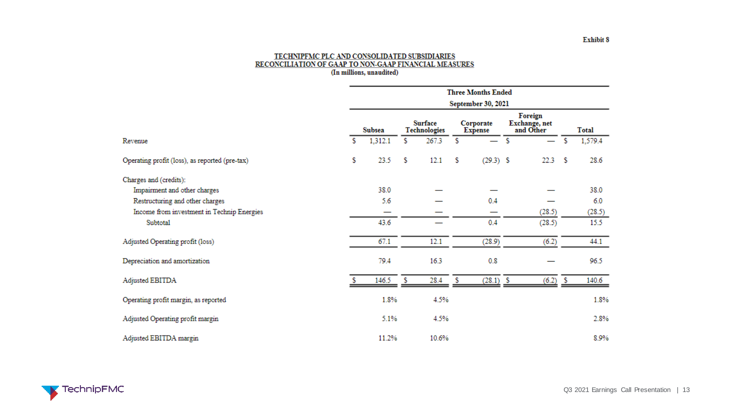Exhibit 8

**TECHNIPFMC PLC AND CONSOLIDATED SUBSIDIARIES**
**RECONCILIATION OF GAAP TO NON-GAAP FINANCIAL MEASURES**
**(In millions, unaudited)**

| | Three Months Ended September 30, 2021 | | | | |
|---|---|---|---|---|---|
| | **Subsea** | **Surface Technologies** | **Corporate Expense** | **Foreign Exchange, net and Other** | **Total** |
| Revenue | $ 1,312.1 | $ 267.3 | $ — | $ — | $ 1,579.4 |
| Operating profit (loss), as reported (pre-tax) | $ 23.5 | $ 12.1 | $ (29.3) | $ 22.3 | $ 28.6 |
| Charges and (credits): | | | | | |
| Impairment and other charges | 38.0 | — | — | — | 38.0 |
| Restructuring and other charges | 5.6 | — | 0.4 | — | 6.0 |
| Income from investment in Technip Energies | — | — | — | (28.5) | (28.5) |
| Subtotal | 43.6 | — | 0.4 | (28.5) | 15.5 |
| Adjusted Operating profit (loss) | 67.1 | 12.1 | (28.9) | (6.2) | 44.1 |
| Depreciation and amortization | 79.4 | 16.3 | 0.8 | — | 96.5 |
| Adjusted EBITDA | $ 146.5 | $ 28.4 | $ (28.1) | $ (6.2) | $ 140.6 |
| Operating profit margin, as reported | 1.8% | 4.5% | | | 1.8% |
| Adjusted Operating profit margin | 5.1% | 4.5% | | | 2.8% |
| Adjusted EBITDA margin | 11.2% | 10.6% | | | 8.9% |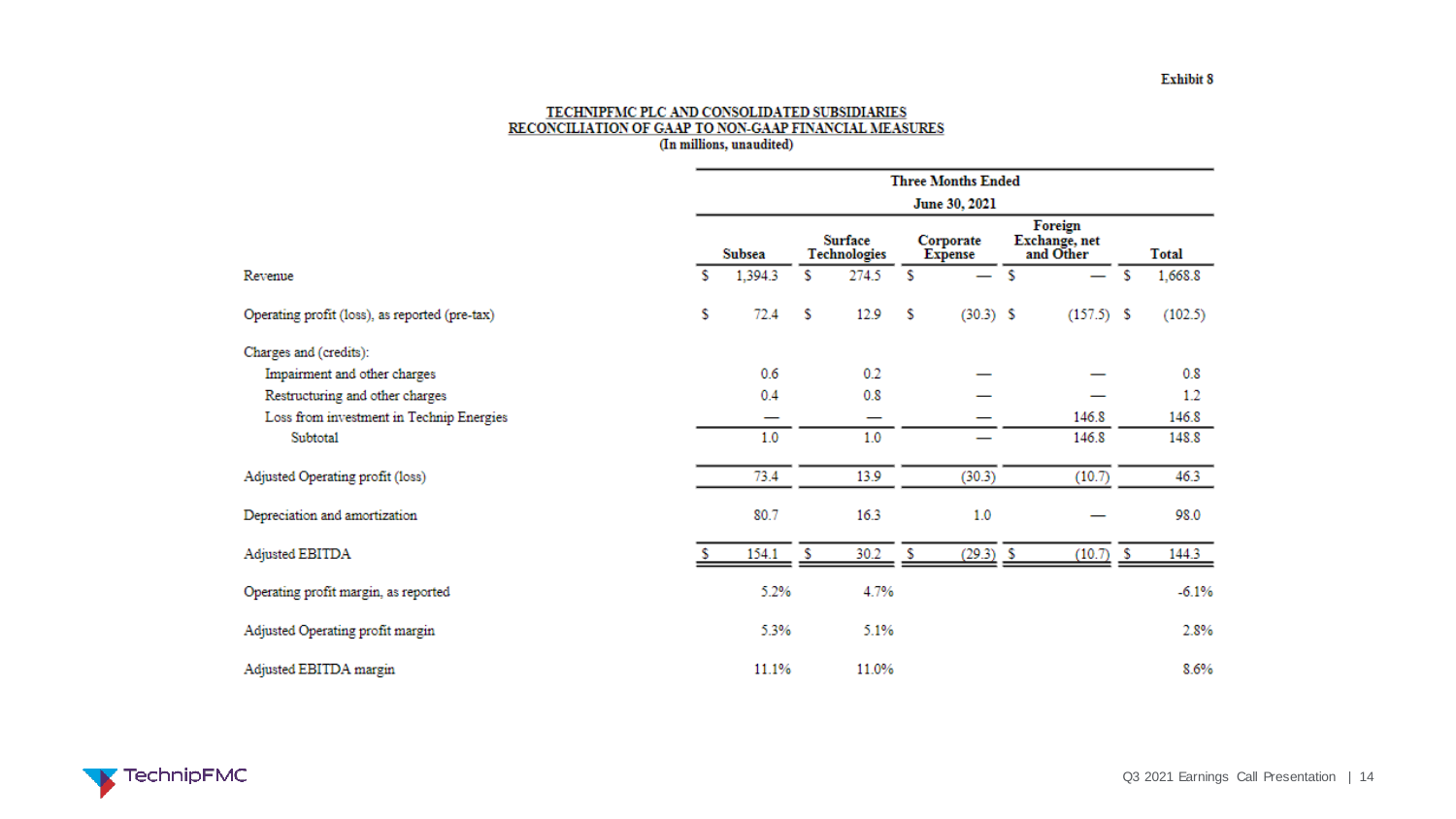Exhibit 8

**TECHNIPFMC PLC AND CONSOLIDATED SUBSIDIARIES**
**RECONCILIATION OF GAAP TO NON-GAAP FINANCIAL MEASURES**
**(In millions, unaudited)**

| | Three Months Ended June 30, 2021 | | | | |
|---|---|---|---|---|---|
| | Subsea | Surface Technologies | Corporate Expense | Foreign Exchange, net and Other | Total |
| Revenue | $ 1,394.3 | $ 274.5 | $ — | $ — | $ 1,668.8 |
| Operating profit (loss), as reported (pre-tax) | $ 72.4 | $ 12.9 | $ (30.3) | $ (157.5) | $ (102.5) |
| Charges and (credits): | | | | | |
| Impairment and other charges | 0.6 | 0.2 | — | — | 0.8 |
| Restructuring and other charges | 0.4 | 0.8 | — | — | 1.2 |
| Loss from investment in Technip Energies | — | — | — | 146.8 | 146.8 |
| Subtotal | 1.0 | 1.0 | — | 146.8 | 148.8 |
| Adjusted Operating profit (loss) | 73.4 | 13.9 | (30.3) | (10.7) | 46.3 |
| Depreciation and amortization | 80.7 | 16.3 | 1.0 | — | 98.0 |
| Adjusted EBITDA | $ 154.1 | $ 30.2 | $ (29.3) | $ (10.7) | $ 144.3 |
| Operating profit margin, as reported | 5.2% | 4.7% | | | -6.1% |
| Adjusted Operating profit margin | 5.3% | 5.1% | | | 2.8% |
| Adjusted EBITDA margin | 11.1% | 11.0% | | | 8.6% |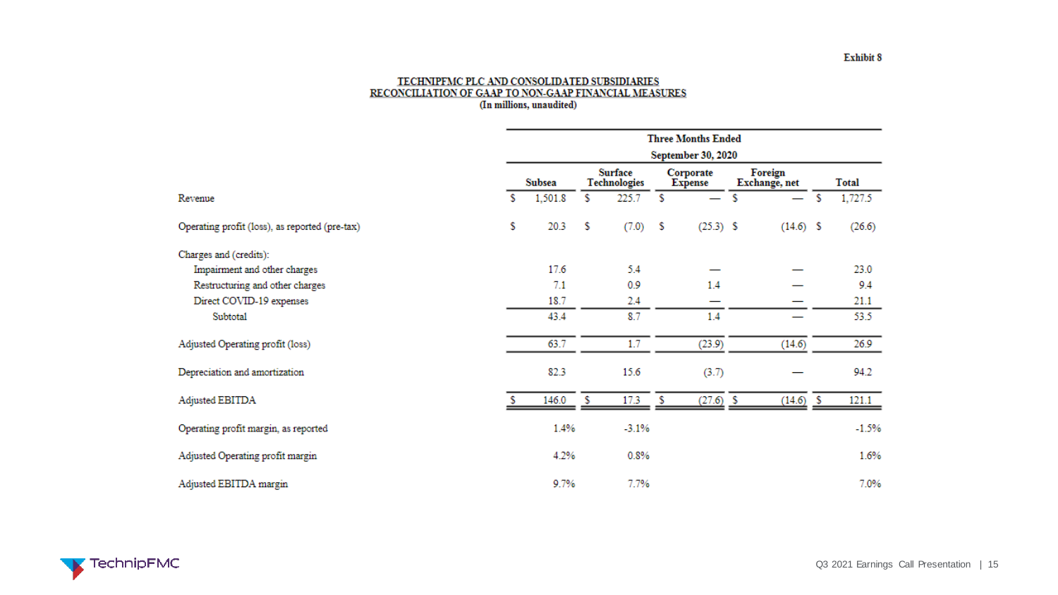Exhibit 8

**TECHNIPFMC PLC AND CONSOLIDATED SUBSIDIARIES**
**RECONCILIATION OF GAAP TO NON-GAAP FINANCIAL MEASURES**
**(In millions, unaudited)**

| | Three Months Ended September 30, 2020 | | | | |
|---|---|---|---|---|---|
| | Subsea | Surface Technologies | Corporate Expense | Foreign Exchange, net | Total |
| Revenue | $ 1,501.8 | $ 225.7 | $ — | $ — | $ 1,727.5 |
| Operating profit (loss), as reported (pre-tax) | $ 20.3 | $ (7.0) | $ (25.3) | $ (14.6) | $ (26.6) |
| Charges and (credits): | | | | | |
| Impairment and other charges | 17.6 | 5.4 | — | — | 23.0 |
| Restructuring and other charges | 7.1 | 0.9 | 1.4 | — | 9.4 |
| Direct COVID-19 expenses | 18.7 | 2.4 | — | — | 21.1 |
| Subtotal | 43.4 | 8.7 | 1.4 | — | 53.5 |
| Adjusted Operating profit (loss) | 63.7 | 1.7 | (23.9) | (14.6) | 26.9 |
| Depreciation and amortization | 82.3 | 15.6 | (3.7) | — | 94.2 |
| Adjusted EBITDA | $ 146.0 | $ 17.3 | $ (27.6) | $ (14.6) | $ 121.1 |
| Operating profit margin, as reported | 1.4% | -3.1% | | | -1.5% |
| Adjusted Operating profit margin | 4.2% | 0.8% | | | 1.6% |
| Adjusted EBITDA margin | 9.7% | 7.7% | | | 7.0% |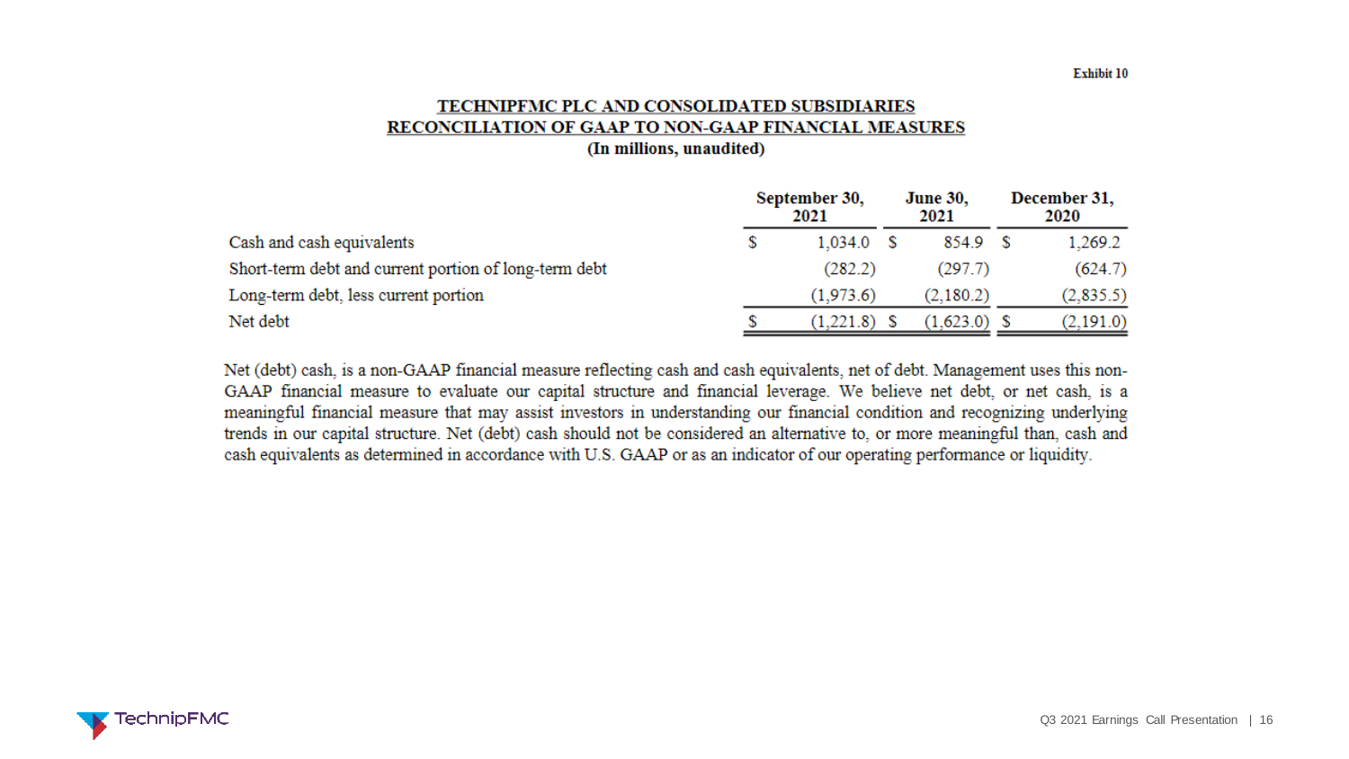Exhibit 10

# TECHNIPFMC PLC AND CONSOLIDATED SUBSIDIARIES

## RECONCILIATION OF GAAP TO NON-GAAP FINANCIAL MEASURES

**(In millions, unaudited)**

| | September 30, 2021 | June 30, 2021 | December 31, 2020 |
|---|---|---|---|
| Cash and cash equivalents | $ 1,034.0 | $ 854.9 | $ 1,269.2 |
| Short-term debt and current portion of long-term debt | (282.2) | (297.7) | (624.7) |
| Long-term debt, less current portion | (1,973.6) | (2,180.2) | (2,835.5) |
| Net debt | $ (1,221.8) | $ (1,623.0) | $ (2,191.0) |

Net (debt) cash, is a non-GAAP financial measure reflecting cash and cash equivalents, net of debt. Management uses this non-GAAP financial measure to evaluate our capital structure and financial leverage. We believe net debt, or net cash, is a meaningful financial measure that may assist investors in understanding our financial condition and recognizing underlying trends in our capital structure. Net (debt) cash should not be considered an alternative to, or more meaningful than, cash and cash equivalents as determined in accordance with U.S. GAAP or as an indicator of our operating performance or liquidity.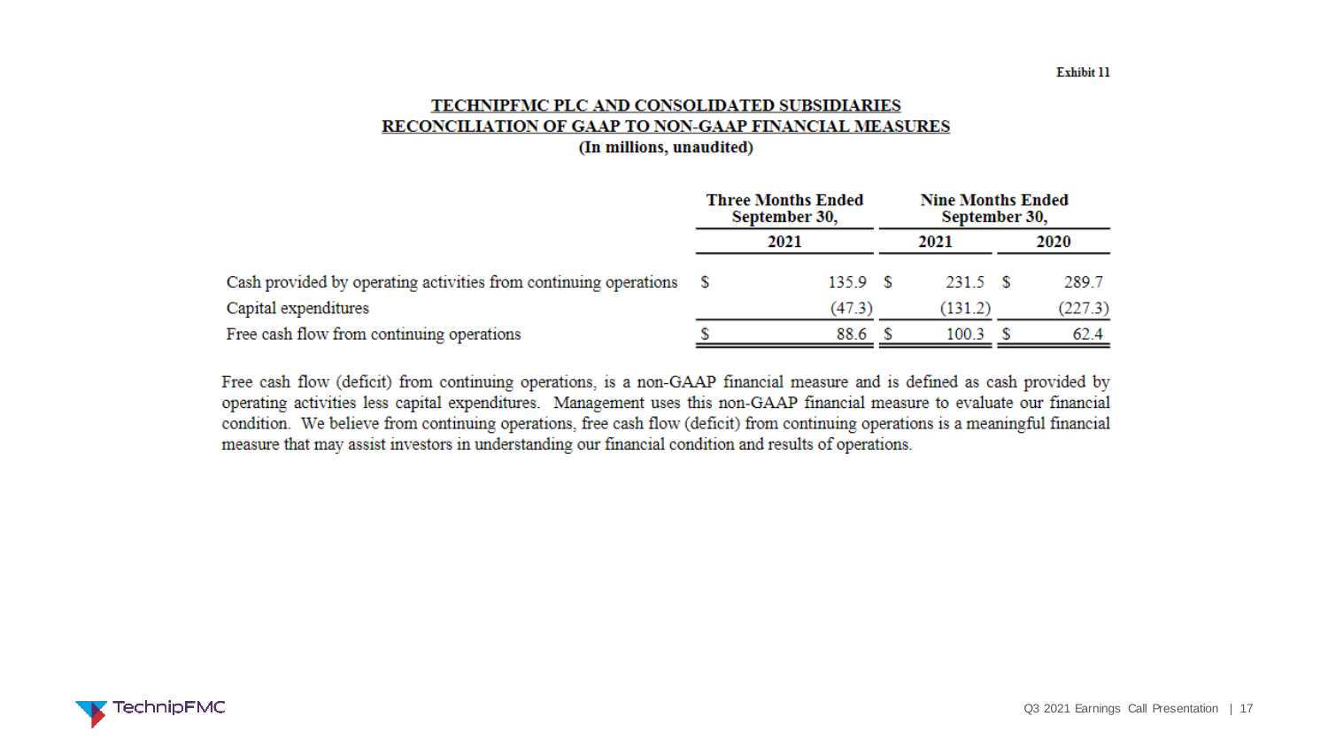Exhibit 11

# TECHNIPFMC PLC AND CONSOLIDATED SUBSIDIARIES
## RECONCILIATION OF GAAP TO NON-GAAP FINANCIAL MEASURES
**(In millions, unaudited)**

| | Three Months Ended September 30, | Nine Months Ended September 30, | |
|---|---|---|---|
| | 2021 | 2021 | 2020 |
| Cash provided by operating activities from continuing operations | $ 135.9 | $ 231.5 | $ 289.7 |
| Capital expenditures | (47.3) | (131.2) | (227.3) |
| Free cash flow from continuing operations | $ 88.6 | $ 100.3 | $ 62.4 |

Free cash flow (deficit) from continuing operations, is a non-GAAP financial measure and is defined as cash provided by operating activities less capital expenditures. Management uses this non-GAAP financial measure to evaluate our financial condition. We believe from continuing operations, free cash flow (deficit) from continuing operations is a meaningful financial measure that may assist investors in understanding our financial condition and results of operations.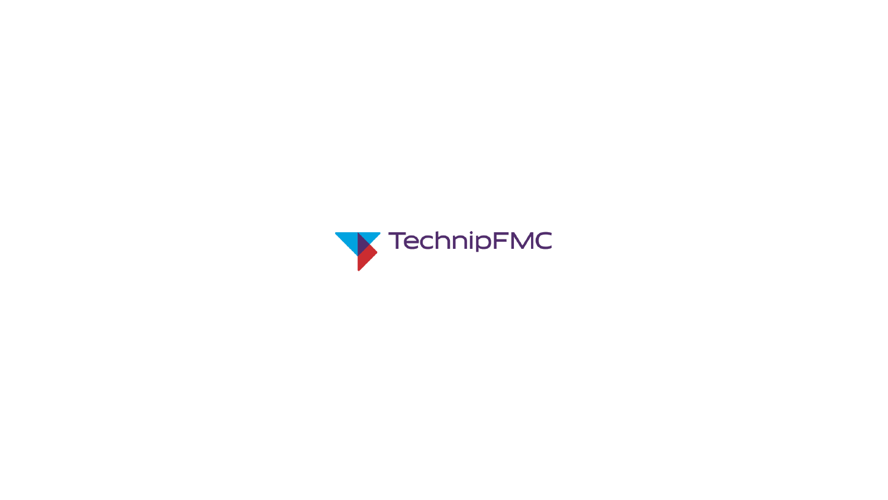TechnipFMC